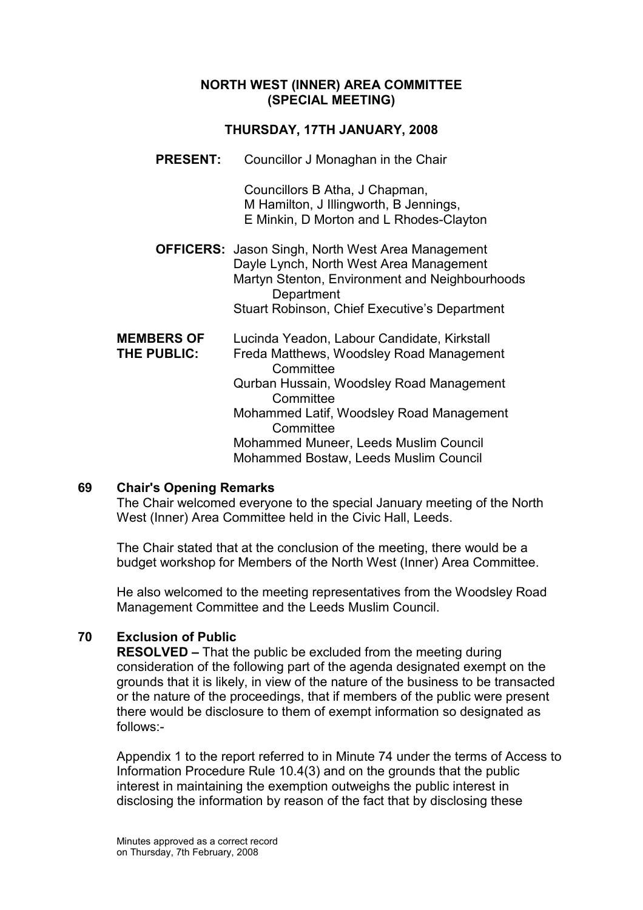# NORTH WEST (INNER) AREA COMMITTEE (SPECIAL MEETING)

## THURSDAY, 17TH JANUARY, 2008

**PRESENT:** Councillor J Monaghan in the Chair

Councillors B Atha, J Chapman, M Hamilton, J Illingworth, B Jennings, E Minkin, D Morton and L Rhodes-Clayton

**OFFICERS:** Jason Singh, North West Area Management
Dayle Lynch, North West Area Management
Martyn Stenton, Environment and Neighbourhoods Department
Stuart Robinson, Chief Executive's Department

**MEMBERS OF THE PUBLIC:** Lucinda Yeadon, Labour Candidate, Kirkstall
Freda Matthews, Woodsley Road Management Committee
Qurban Hussain, Woodsley Road Management Committee
Mohammed Latif, Woodsley Road Management Committee
Mohammed Muneer, Leeds Muslim Council
Mohammed Bostaw, Leeds Muslim Council

### 69 Chair's Opening Remarks

The Chair welcomed everyone to the special January meeting of the North West (Inner) Area Committee held in the Civic Hall, Leeds.

The Chair stated that at the conclusion of the meeting, there would be a budget workshop for Members of the North West (Inner) Area Committee.

He also welcomed to the meeting representatives from the Woodsley Road Management Committee and the Leeds Muslim Council.

### 70 Exclusion of Public

**RESOLVED –** That the public be excluded from the meeting during consideration of the following part of the agenda designated exempt on the grounds that it is likely, in view of the nature of the business to be transacted or the nature of the proceedings, that if members of the public were present there would be disclosure to them of exempt information so designated as follows:-

Appendix 1 to the report referred to in Minute 74 under the terms of Access to Information Procedure Rule 10.4(3) and on the grounds that the public interest in maintaining the exemption outweighs the public interest in disclosing the information by reason of the fact that by disclosing these

Minutes approved as a correct record on Thursday, 7th February, 2008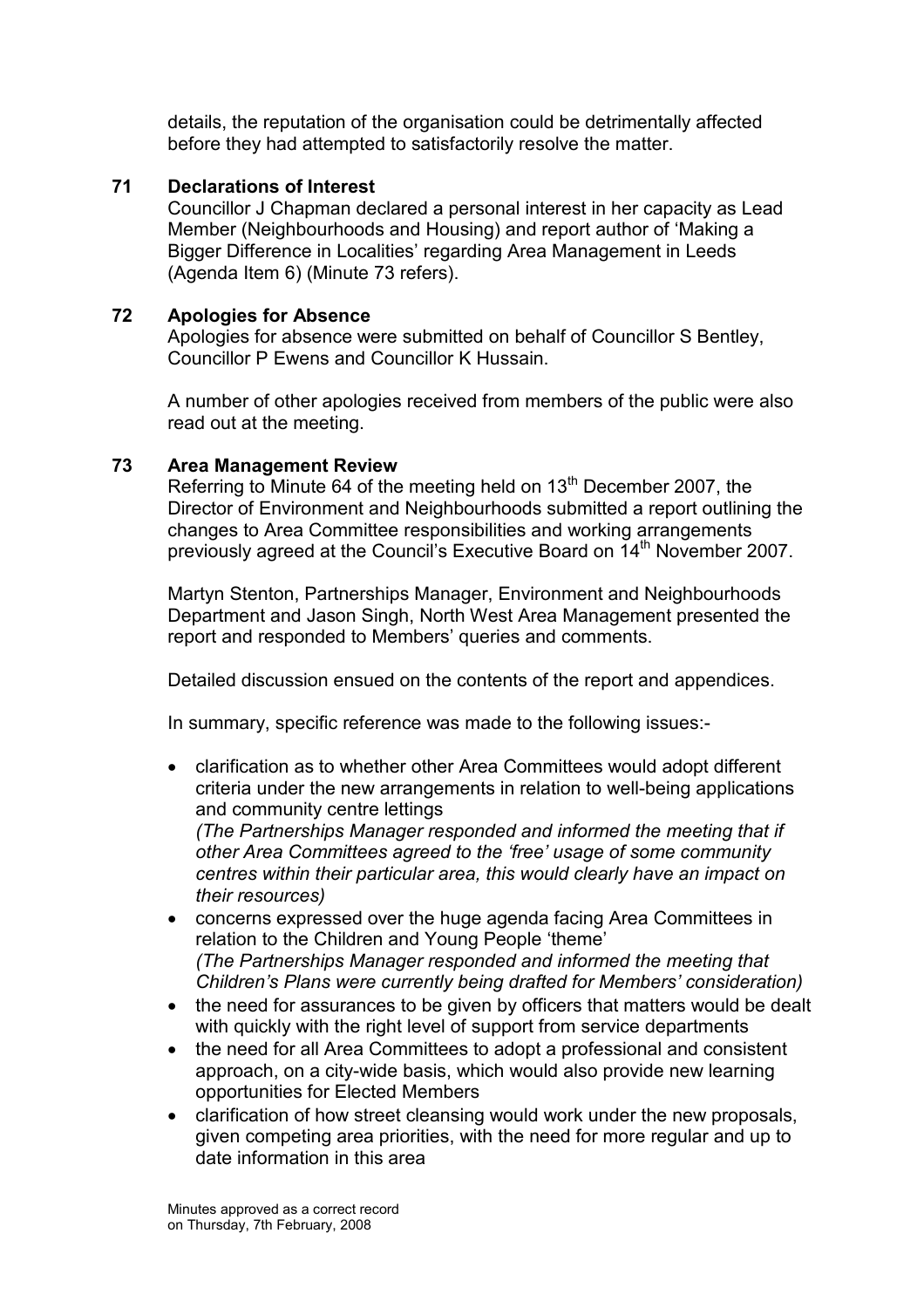details, the reputation of the organisation could be detrimentally affected before they had attempted to satisfactorily resolve the matter.

## 71 Declarations of Interest

Councillor J Chapman declared a personal interest in her capacity as Lead Member (Neighbourhoods and Housing) and report author of 'Making a Bigger Difference in Localities' regarding Area Management in Leeds (Agenda Item 6) (Minute 73 refers).

## 72 Apologies for Absence

Apologies for absence were submitted on behalf of Councillor S Bentley, Councillor P Ewens and Councillor K Hussain.

A number of other apologies received from members of the public were also read out at the meeting.

## 73 Area Management Review

Referring to Minute 64 of the meeting held on 13th December 2007, the Director of Environment and Neighbourhoods submitted a report outlining the changes to Area Committee responsibilities and working arrangements previously agreed at the Council's Executive Board on 14th November 2007.

Martyn Stenton, Partnerships Manager, Environment and Neighbourhoods Department and Jason Singh, North West Area Management presented the report and responded to Members' queries and comments.

Detailed discussion ensued on the contents of the report and appendices.

In summary, specific reference was made to the following issues:-

- clarification as to whether other Area Committees would adopt different criteria under the new arrangements in relation to well-being applications and community centre lettings
  *(The Partnerships Manager responded and informed the meeting that if other Area Committees agreed to the 'free' usage of some community centres within their particular area, this would clearly have an impact on their resources)*
- concerns expressed over the huge agenda facing Area Committees in relation to the Children and Young People 'theme'
  *(The Partnerships Manager responded and informed the meeting that Children's Plans were currently being drafted for Members' consideration)*
- the need for assurances to be given by officers that matters would be dealt with quickly with the right level of support from service departments
- the need for all Area Committees to adopt a professional and consistent approach, on a city-wide basis, which would also provide new learning opportunities for Elected Members
- clarification of how street cleansing would work under the new proposals, given competing area priorities, with the need for more regular and up to date information in this area

Minutes approved as a correct record
on Thursday, 7th February, 2008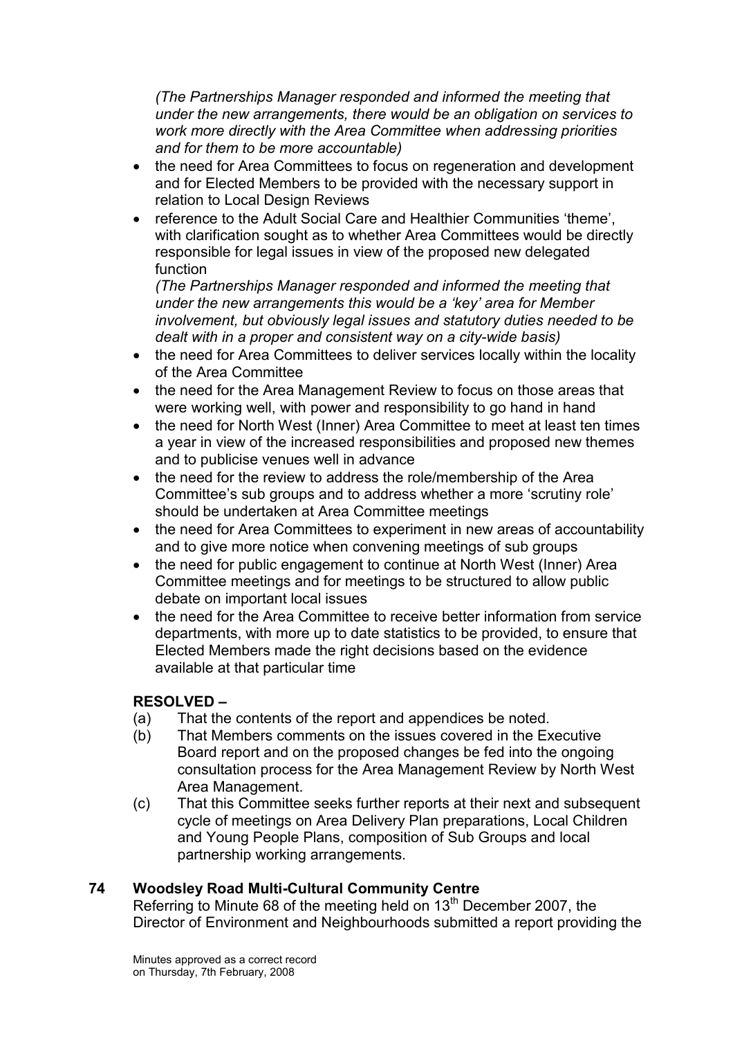*(The Partnerships Manager responded and informed the meeting that under the new arrangements, there would be an obligation on services to work more directly with the Area Committee when addressing priorities and for them to be more accountable)*

- the need for Area Committees to focus on regeneration and development and for Elected Members to be provided with the necessary support in relation to Local Design Reviews
- reference to the Adult Social Care and Healthier Communities 'theme', with clarification sought as to whether Area Committees would be directly responsible for legal issues in view of the proposed new delegated function

  *(The Partnerships Manager responded and informed the meeting that under the new arrangements this would be a 'key' area for Member involvement, but obviously legal issues and statutory duties needed to be dealt with in a proper and consistent way on a city-wide basis)*
- the need for Area Committees to deliver services locally within the locality of the Area Committee
- the need for the Area Management Review to focus on those areas that were working well, with power and responsibility to go hand in hand
- the need for North West (Inner) Area Committee to meet at least ten times a year in view of the increased responsibilities and proposed new themes and to publicise venues well in advance
- the need for the review to address the role/membership of the Area Committee's sub groups and to address whether a more 'scrutiny role' should be undertaken at Area Committee meetings
- the need for Area Committees to experiment in new areas of accountability and to give more notice when convening meetings of sub groups
- the need for public engagement to continue at North West (Inner) Area Committee meetings and for meetings to be structured to allow public debate on important local issues
- the need for the Area Committee to receive better information from service departments, with more up to date statistics to be provided, to ensure that Elected Members made the right decisions based on the evidence available at that particular time

**RESOLVED –**

(a) That the contents of the report and appendices be noted.

(b) That Members comments on the issues covered in the Executive Board report and on the proposed changes be fed into the ongoing consultation process for the Area Management Review by North West Area Management.

(c) That this Committee seeks further reports at their next and subsequent cycle of meetings on Area Delivery Plan preparations, Local Children and Young People Plans, composition of Sub Groups and local partnership working arrangements.

## 74 Woodsley Road Multi-Cultural Community Centre

Referring to Minute 68 of the meeting held on 13th December 2007, the Director of Environment and Neighbourhoods submitted a report providing the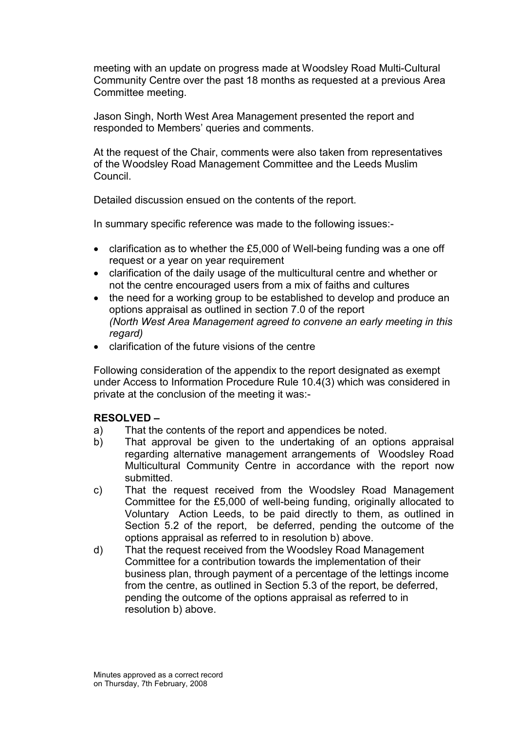meeting with an update on progress made at Woodsley Road Multi-Cultural Community Centre over the past 18 months as requested at a previous Area Committee meeting.

Jason Singh, North West Area Management presented the report and responded to Members' queries and comments.

At the request of the Chair, comments were also taken from representatives of the Woodsley Road Management Committee and the Leeds Muslim Council.

Detailed discussion ensued on the contents of the report.

In summary specific reference was made to the following issues:-

- clarification as to whether the £5,000 of Well-being funding was a one off request or a year on year requirement
- clarification of the daily usage of the multicultural centre and whether or not the centre encouraged users from a mix of faiths and cultures
- the need for a working group to be established to develop and produce an options appraisal as outlined in section 7.0 of the report *(North West Area Management agreed to convene an early meeting in this regard)*
- clarification of the future visions of the centre

Following consideration of the appendix to the report designated as exempt under Access to Information Procedure Rule 10.4(3) which was considered in private at the conclusion of the meeting it was:-

**RESOLVED –**

a) That the contents of the report and appendices be noted.

b) That approval be given to the undertaking of an options appraisal regarding alternative management arrangements of Woodsley Road Multicultural Community Centre in accordance with the report now submitted.

c) That the request received from the Woodsley Road Management Committee for the £5,000 of well-being funding, originally allocated to Voluntary Action Leeds, to be paid directly to them, as outlined in Section 5.2 of the report, be deferred, pending the outcome of the options appraisal as referred to in resolution b) above.

d) That the request received from the Woodsley Road Management Committee for a contribution towards the implementation of their business plan, through payment of a percentage of the lettings income from the centre, as outlined in Section 5.3 of the report, be deferred, pending the outcome of the options appraisal as referred to in resolution b) above.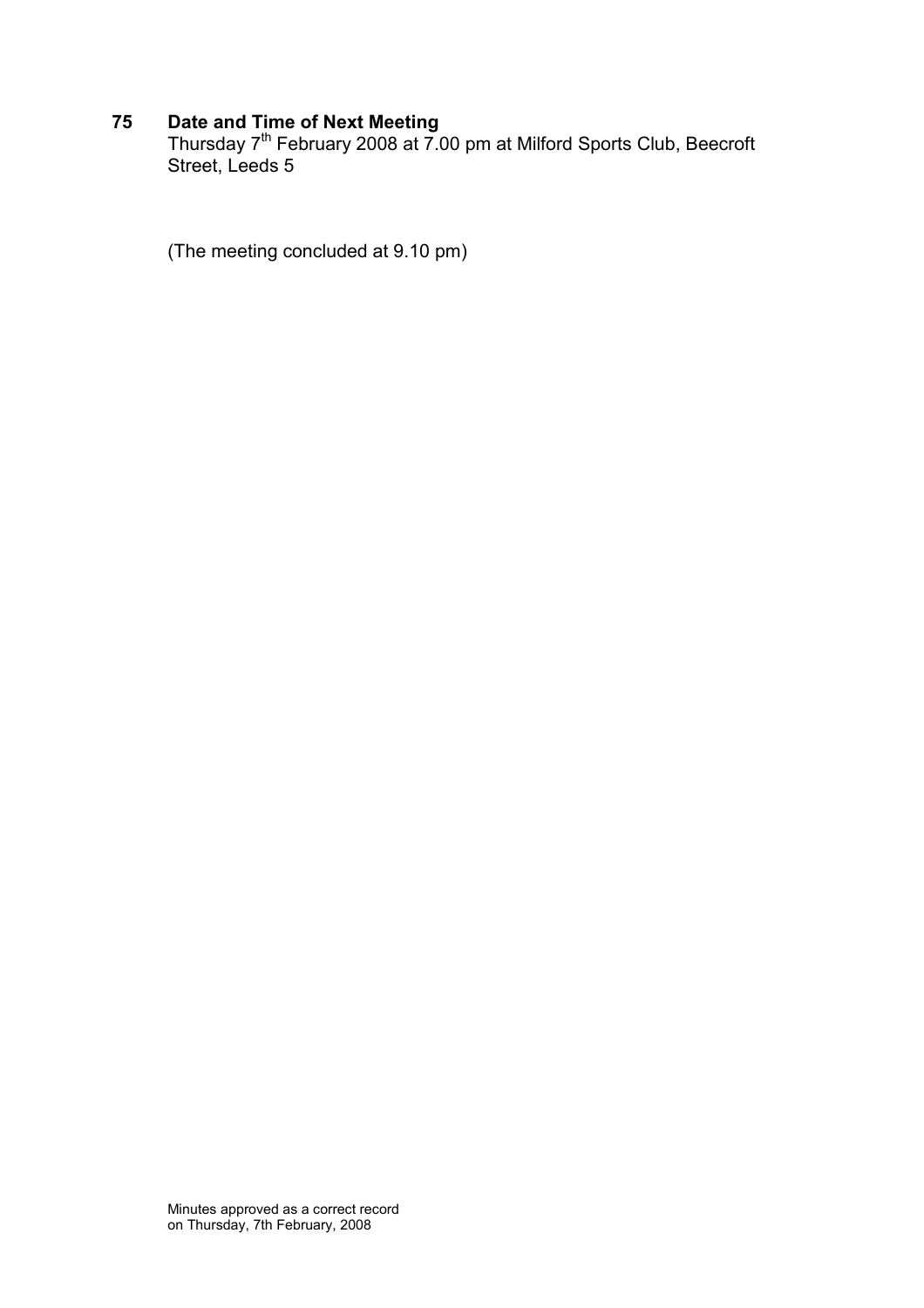## 75 Date and Time of Next Meeting

Thursday 7th February 2008 at 7.00 pm at Milford Sports Club, Beecroft Street, Leeds 5

(The meeting concluded at 9.10 pm)

Minutes approved as a correct record on Thursday, 7th February, 2008